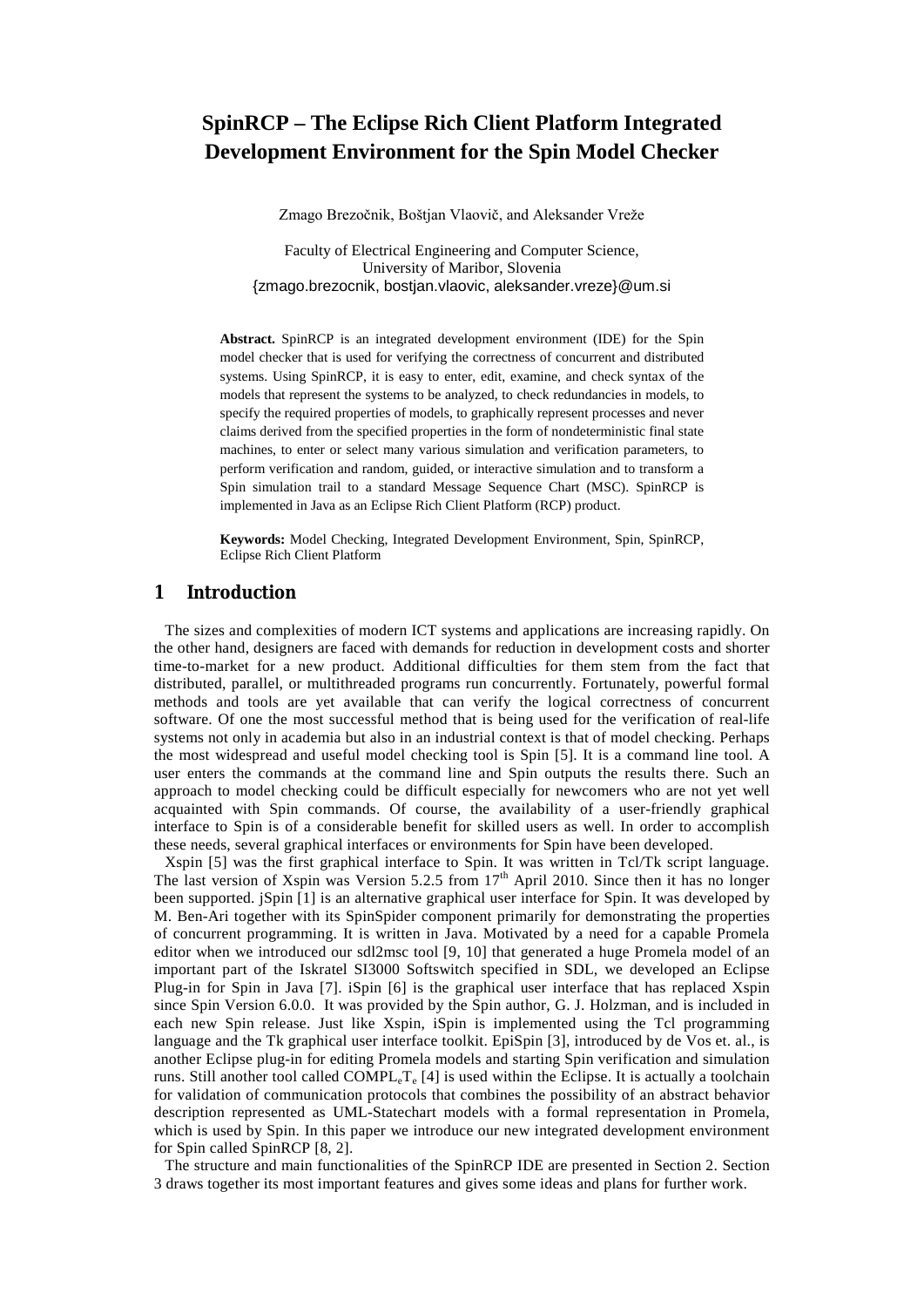# SpinRCP – The Eclipse Rich Client Platform Integrated Development Environment for the Spin Model Checker

Zmago Brezočnik, Boštjan Vlavič, and Aleksander Vreže

Faculty of Electrical Engineering and Computer Science,
University of Maribor, Slovenia
{zmago.brezocnik, bostjan.vlaovic, aleksander.vreze}@um.si

**Abstract.** SpinRCP is an integrated development environment (IDE) for the Spin model checker that is used for verifying the correctness of concurrent and distributed systems. Using SpinRCP, it is easy to enter, edit, examine, and check syntax of the models that represent the systems to be analyzed, to check redundancies in models, to specify the required properties of models, to graphically represent processes and never claims derived from the specified properties in the form of nondeterministic final state machines, to enter or select many various simulation and verification parameters, to perform verification and random, guided, or interactive simulation and to transform a Spin simulation trail to a standard Message Sequence Chart (MSC). SpinRCP is implemented in Java as an Eclipse Rich Client Platform (RCP) product.

**Keywords:** Model Checking, Integrated Development Environment, Spin, SpinRCP, Eclipse Rich Client Platform

## 1 Introduction

The sizes and complexities of modern ICT systems and applications are increasing rapidly. On the other hand, designers are faced with demands for reduction in development costs and shorter time-to-market for a new product. Additional difficulties for them stem from the fact that distributed, parallel, or multithreaded programs run concurrently. Fortunately, powerful formal methods and tools are yet available that can verify the logical correctness of concurrent software. Of one the most successful method that is being used for the verification of real-life systems not only in academia but also in an industrial context is that of model checking. Perhaps the most widespread and useful model checking tool is Spin [5]. It is a command line tool. A user enters the commands at the command line and Spin outputs the results there. Such an approach to model checking could be difficult especially for newcomers who are not yet well acquainted with Spin commands. Of course, the availability of a user-friendly graphical interface to Spin is of a considerable benefit for skilled users as well. In order to accomplish these needs, several graphical interfaces or environments for Spin have been developed.

Xspin [5] was the first graphical interface to Spin. It was written in Tcl/Tk script language. The last version of Xspin was Version 5.2.5 from 17th April 2010. Since then it has no longer been supported. jSpin [1] is an alternative graphical user interface for Spin. It was developed by M. Ben-Ari together with its SpinSpider component primarily for demonstrating the properties of concurrent programming. It is written in Java. Motivated by a need for a capable Promela editor when we introduced our sdl2msc tool [9, 10] that generated a huge Promela model of an important part of the Iskratel SI3000 Softswitch specified in SDL, we developed an Eclipse Plug-in for Spin in Java [7]. iSpin [6] is the graphical user interface that has replaced Xspin since Spin Version 6.0.0. It was provided by the Spin author, G. J. Holzman, and is included in each new Spin release. Just like Xspin, iSpin is implemented using the Tcl programming language and the Tk graphical user interface toolkit. EpiSpin [3], introduced by de Vos et. al., is another Eclipse plug-in for editing Promela models and starting Spin verification and simulation runs. Still another tool called $\text{COMPL}_e\text{T}_e$ [4] is used within the Eclipse. It is actually a toolchain for validation of communication protocols that combines the possibility of an abstract behavior description represented as UML-Statechart models with a formal representation in Promela, which is used by Spin. In this paper we introduce our new integrated development environment for Spin called SpinRCP [8, 2].

The structure and main functionalities of the SpinRCP IDE are presented in Section 2. Section 3 draws together its most important features and gives some ideas and plans for further work.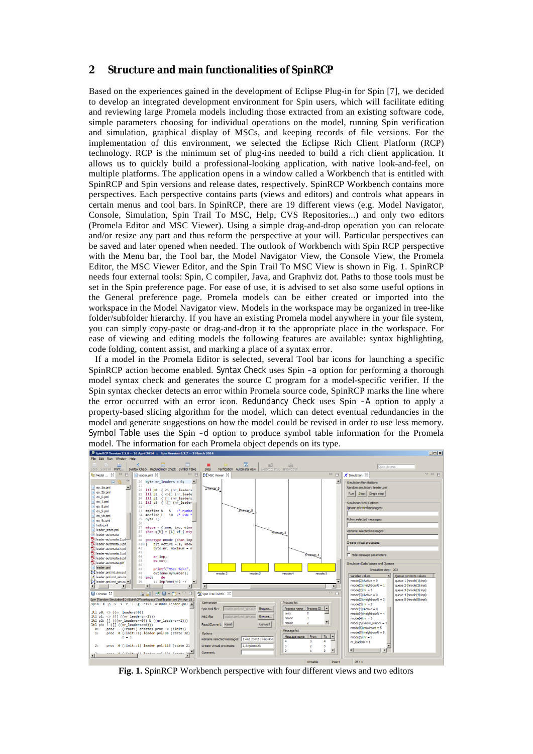## 2 Structure and main functionalities of SpinRCP

Based on the experiences gained in the development of Eclipse Plug-in for Spin [7], we decided to develop an integrated development environment for Spin users, which will facilitate editing and reviewing large Promela models including those extracted from an existing software code, simple parameters choosing for individual operations on the model, running Spin verification and simulation, graphical display of MSCs, and keeping records of file versions. For the implementation of this environment, we selected the Eclipse Rich Client Platform (RCP) technology. RCP is the minimum set of plug-ins needed to build a rich client application. It allows us to quickly build a professional-looking application, with native look-and-feel, on multiple platforms. The application opens in a window called a Workbench that is entitled with SpinRCP and Spin versions and release dates, respectively. SpinRCP Workbench contains more perspectives. Each perspective contains parts (views and editors) and controls what appears in certain menus and tool bars. In SpinRCP, there are 19 different views (e.g. Model Navigator, Console, Simulation, Spin Trail To MSC, Help, CVS Repositories...) and only two editors (Promela Editor and MSC Viewer). Using a simple drag-and-drop operation you can relocate and/or resize any part and thus reform the perspective at your will. Particular perspectives can be saved and later opened when needed. The outlook of Workbench with Spin RCP perspective with the Menu bar, the Tool bar, the Model Navigator View, the Console View, the Promela Editor, the MSC Viewer Editor, and the Spin Trail To MSC View is shown in Fig. 1. SpinRCP needs four external tools: Spin, C compiler, Java, and Graphviz dot. Paths to those tools must be set in the Spin preference page. For ease of use, it is advised to set also some useful options in the General preference page. Promela models can be either created or imported into the workspace in the Model Navigator view. Models in the workspace may be organized in tree-like folder/subfolder hierarchy. If you have an existing Promela model anywhere in your file system, you can simply copy-paste or drag-and-drop it to the appropriate place in the workspace. For ease of viewing and editing models the following features are available: syntax highlighting, code folding, content assist, and marking a place of a syntax error.

If a model in the Promela Editor is selected, several Tool bar icons for launching a specific SpinRCP action become enabled. Syntax Check uses Spin -a option for performing a thorough model syntax check and generates the source C program for a model-specific verifier. If the Spin syntax checker detects an error within Promela source code, SpinRCP marks the line where the error occurred with an error icon. Redundancy Check uses Spin -A option to apply a property-based slicing algorithm for the model, which can detect eventual redundancies in the model and generate suggestions on how the model could be revised in order to use less memory. Symbol Table uses the Spin -d option to produce symbol table information for the Promela model. The information for each Promela object depends on its type.

**Fig. 1.** SpinRCP Workbench perspective with four different views and two editors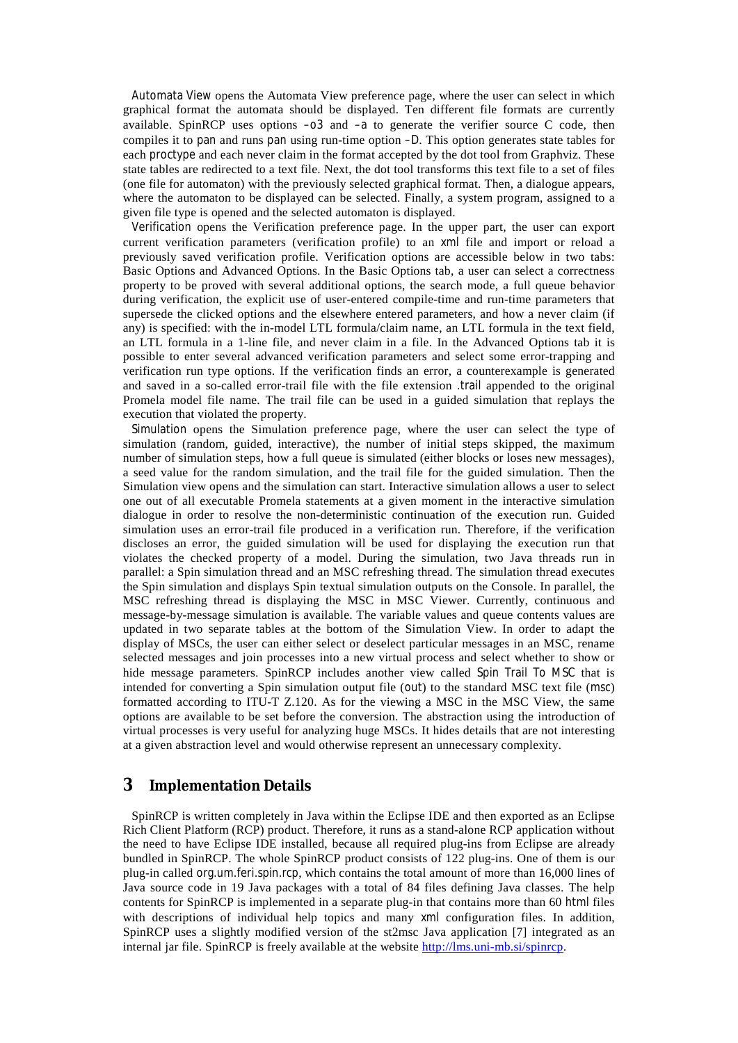*Automata View* opens the Automata View preference page, where the user can select in which graphical format the automata should be displayed. Ten different file formats are currently available. SpinRCP uses options -o3 and -a to generate the verifier source C code, then compiles it to pan and runs pan using run-time option -D. This option generates state tables for each proctype and each never claim in the format accepted by the dot tool from Graphviz. These state tables are redirected to a text file. Next, the dot tool transforms this text file to a set of files (one file for automaton) with the previously selected graphical format. Then, a dialogue appears, where the automaton to be displayed can be selected. Finally, a system program, assigned to a given file type is opened and the selected automaton is displayed.

*Verification* opens the Verification preference page. In the upper part, the user can export current verification parameters (verification profile) to an xml file and import or reload a previously saved verification profile. Verification options are accessible below in two tabs: Basic Options and Advanced Options. In the Basic Options tab, a user can select a correctness property to be proved with several additional options, the search mode, a full queue behavior during verification, the explicit use of user-entered compile-time and run-time parameters that supersede the clicked options and the elsewhere entered parameters, and how a never claim (if any) is specified: with the in-model LTL formula/claim name, an LTL formula in the text field, an LTL formula in a 1-line file, and never claim in a file. In the Advanced Options tab it is possible to enter several advanced verification parameters and select some error-trapping and verification run type options. If the verification finds an error, a counterexample is generated and saved in a so-called error-trail file with the file extension .trail appended to the original Promela model file name. The trail file can be used in a guided simulation that replays the execution that violated the property.

*Simulation* opens the Simulation preference page, where the user can select the type of simulation (random, guided, interactive), the number of initial steps skipped, the maximum number of simulation steps, how a full queue is simulated (either blocks or loses new messages), a seed value for the random simulation, and the trail file for the guided simulation. Then the Simulation view opens and the simulation can start. Interactive simulation allows a user to select one out of all executable Promela statements at a given moment in the interactive simulation dialogue in order to resolve the non-deterministic continuation of the execution run. Guided simulation uses an error-trail file produced in a verification run. Therefore, if the verification discloses an error, the guided simulation will be used for displaying the execution run that violates the checked property of a model. During the simulation, two Java threads run in parallel: a Spin simulation thread and an MSC refreshing thread. The simulation thread executes the Spin simulation and displays Spin textual simulation outputs on the Console. In parallel, the MSC refreshing thread is displaying the MSC in MSC Viewer. Currently, continuous and message-by-message simulation is available. The variable values and queue contents values are updated in two separate tables at the bottom of the Simulation View. In order to adapt the display of MSCs, the user can either select or deselect particular messages in an MSC, rename selected messages and join processes into a new virtual process and select whether to show or hide message parameters. SpinRCP includes another view called *Spin Trail To MSC* that is intended for converting a Spin simulation output file (out) to the standard MSC text file (msc) formatted according to ITU-T Z.120. As for the viewing a MSC in the MSC View, the same options are available to be set before the conversion. The abstraction using the introduction of virtual processes is very useful for analyzing huge MSCs. It hides details that are not interesting at a given abstraction level and would otherwise represent an unnecessary complexity.

## 3 Implementation Details

SpinRCP is written completely in Java within the Eclipse IDE and then exported as an Eclipse Rich Client Platform (RCP) product. Therefore, it runs as a stand-alone RCP application without the need to have Eclipse IDE installed, because all required plug-ins from Eclipse are already bundled in SpinRCP. The whole SpinRCP product consists of 122 plug-ins. One of them is our plug-in called org.um.feri.spin.rcp, which contains the total amount of more than 16,000 lines of Java source code in 19 Java packages with a total of 84 files defining Java classes. The help contents for SpinRCP is implemented in a separate plug-in that contains more than 60 html files with descriptions of individual help topics and many xml configuration files. In addition, SpinRCP uses a slightly modified version of the st2msc Java application [7] integrated as an internal jar file. SpinRCP is freely available at the website http://lms.uni-mb.si/spinrcp.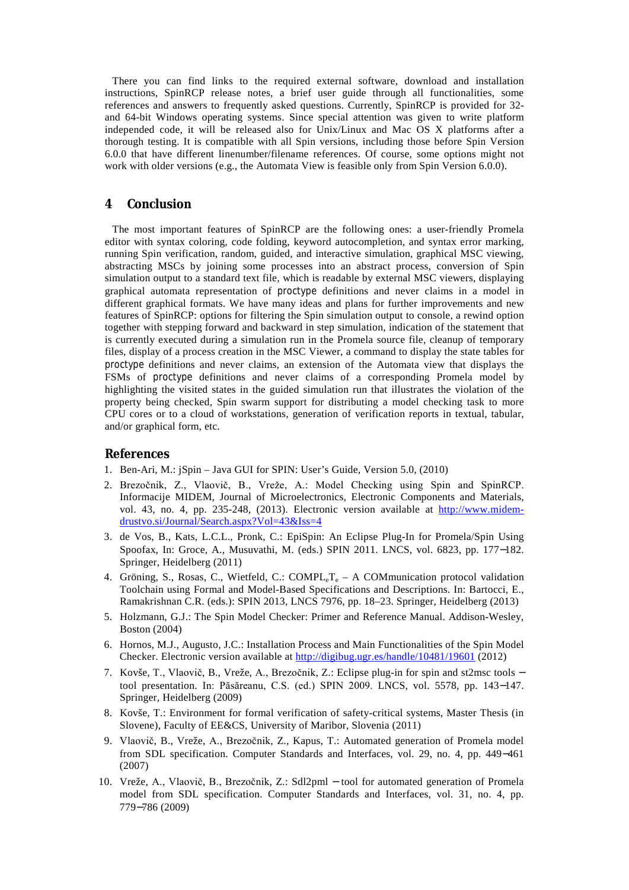There you can find links to the required external software, download and installation instructions, SpinRCP release notes, a brief user guide through all functionalities, some references and answers to frequently asked questions. Currently, SpinRCP is provided for 32- and 64-bit Windows operating systems. Since special attention was given to write platform independed code, it will be released also for Unix/Linux and Mac OS X platforms after a thorough testing. It is compatible with all Spin versions, including those before Spin Version 6.0.0 that have different linenumber/filename references. Of course, some options might not work with older versions (e.g., the Automata View is feasible only from Spin Version 6.0.0).

## 4 Conclusion

The most important features of SpinRCP are the following ones: a user-friendly Promela editor with syntax coloring, code folding, keyword autocompletion, and syntax error marking, running Spin verification, random, guided, and interactive simulation, graphical MSC viewing, abstracting MSCs by joining some processes into an abstract process, conversion of Spin simulation output to a standard text file, which is readable by external MSC viewers, displaying graphical automata representation of `proctype` definitions and never claims in a model in different graphical formats. We have many ideas and plans for further improvements and new features of SpinRCP: options for filtering the Spin simulation output to console, a rewind option together with stepping forward and backward in step simulation, indication of the statement that is currently executed during a simulation run in the Promela source file, cleanup of temporary files, display of a process creation in the MSC Viewer, a command to display the state tables for `proctype` definitions and never claims, an extension of the Automata view that displays the FSMs of `proctype` definitions and never claims of a corresponding Promela model by highlighting the visited states in the guided simulation run that illustrates the violation of the property being checked, Spin swarm support for distributing a model checking task to more CPU cores or to a cloud of workstations, generation of verification reports in textual, tabular, and/or graphical form, etc.

## References

1. Ben-Ari, M.: jSpin – Java GUI for SPIN: User's Guide, Version 5.0, (2010)
2. Brezočnik, Z., Vlaovič, B., Vreže, A.: Model Checking using Spin and SpinRCP. Informacije MIDEM, Journal of Microelectronics, Electronic Components and Materials, vol. 43, no. 4, pp. 235-248, (2013). Electronic version available at http://www.midem-drustvo.si/Journal/Search.aspx?Vol=43&Iss=4
3. de Vos, B., Kats, L.C.L., Pronk, C.: EpiSpin: An Eclipse Plug-In for Promela/Spin Using Spoofax, In: Groce, A., Musuvathi, M. (eds.) SPIN 2011. LNCS, vol. 6823, pp. 177−182. Springer, Heidelberg (2011)
4. Gröning, S., Rosas, C., Wietfeld, C.: COMPL$_e$T$_e$ – A COMmunication protocol validation Toolchain using Formal and Model-Based Specifications and Descriptions. In: Bartocci, E., Ramakrishnan C.R. (eds.): SPIN 2013, LNCS 7976, pp. 18–23. Springer, Heidelberg (2013)
5. Holzmann, G.J.: The Spin Model Checker: Primer and Reference Manual. Addison-Wesley, Boston (2004)
6. Hornos, M.J., Augusto, J.C.: Installation Process and Main Functionalities of the Spin Model Checker. Electronic version available at http://digibug.ugr.es/handle/10481/19601 (2012)
7. Kovše, T., Vlaovič, B., Vreže, A., Brezočnik, Z.: Eclipse plug-in for spin and st2msc tools − tool presentation. In: Păsăreanu, C.S. (ed.) SPIN 2009. LNCS, vol. 5578, pp. 143−147. Springer, Heidelberg (2009)
8. Kovše, T.: Environment for formal verification of safety-critical systems, Master Thesis (in Slovene), Faculty of EE&CS, University of Maribor, Slovenia (2011)
9. Vlaovič, B., Vreže, A., Brezočnik, Z., Kapus, T.: Automated generation of Promela model from SDL specification. Computer Standards and Interfaces, vol. 29, no. 4, pp. 449−461 (2007)
10. Vreže, A., Vlaovič, B., Brezočnik, Z.: Sdl2pml − tool for automated generation of Promela model from SDL specification. Computer Standards and Interfaces, vol. 31, no. 4, pp. 779−786 (2009)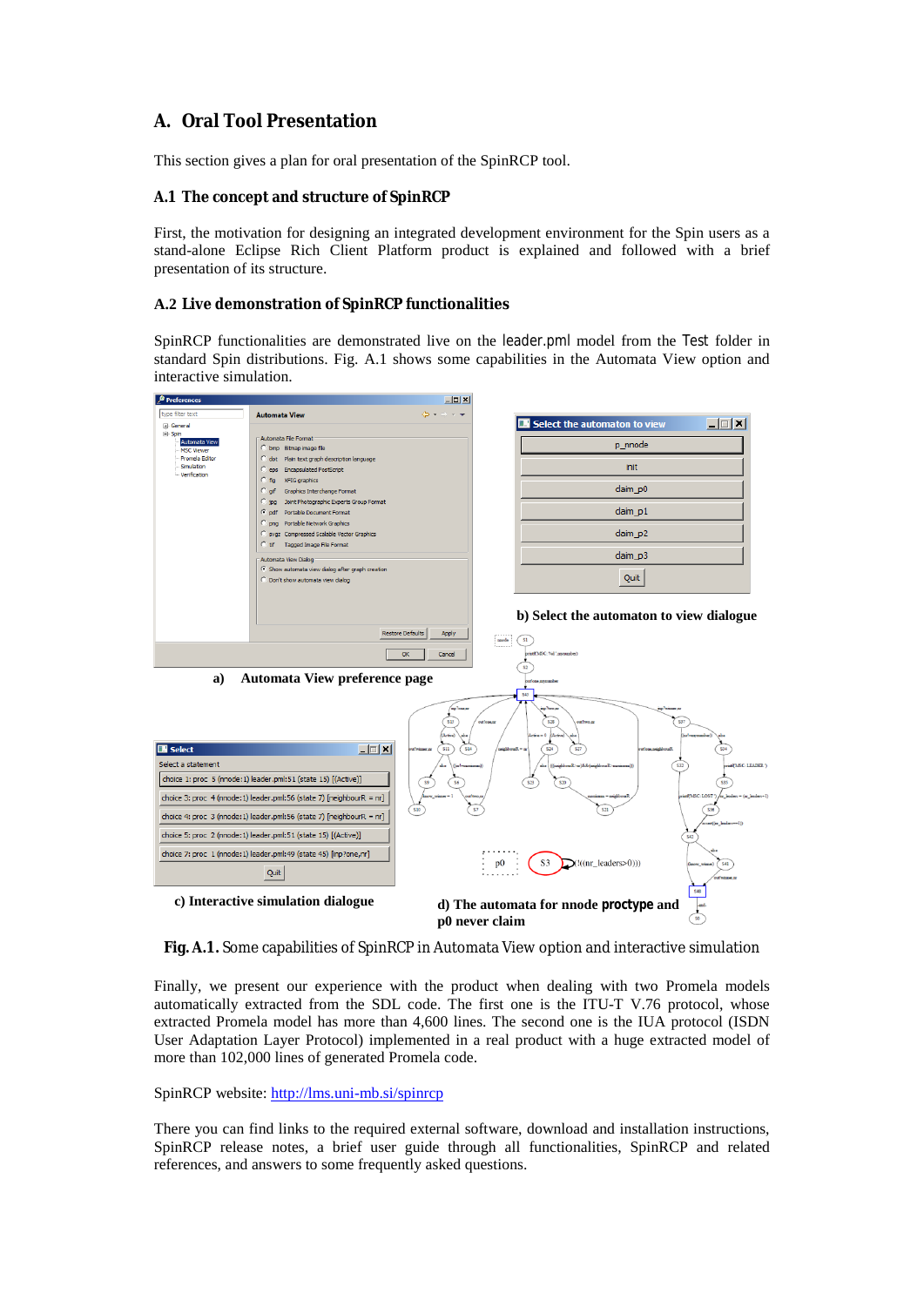## A. Oral Tool Presentation

This section gives a plan for oral presentation of the SpinRCP tool.

### A.1 The concept and structure of SpinRCP

First, the motivation for designing an integrated development environment for the Spin users as a stand-alone Eclipse Rich Client Platform product is explained and followed with a brief presentation of its structure.

### A.2 Live demonstration of SpinRCP functionalities

SpinRCP functionalities are demonstrated live on the leader.pml model from the Test folder in standard Spin distributions. Fig. A.1 shows some capabilities in the Automata View option and interactive simulation.

a) Automata View preference page

b) Select the automaton to view dialogue

c) Interactive simulation dialogue

d) The automata for nnode proctype and p0 never claim

**Fig. A.1.** Some capabilities of SpinRCP in Automata View option and interactive simulation

Finally, we present our experience with the product when dealing with two Promela models automatically extracted from the SDL code. The first one is the ITU-T V.76 protocol, whose extracted Promela model has more than 4,600 lines. The second one is the IUA protocol (ISDN User Adaptation Layer Protocol) implemented in a real product with a huge extracted model of more than 102,000 lines of generated Promela code.

SpinRCP website: http://lms.uni-mb.si/spinrcp

There you can find links to the required external software, download and installation instructions, SpinRCP release notes, a brief user guide through all functionalities, SpinRCP and related references, and answers to some frequently asked questions.